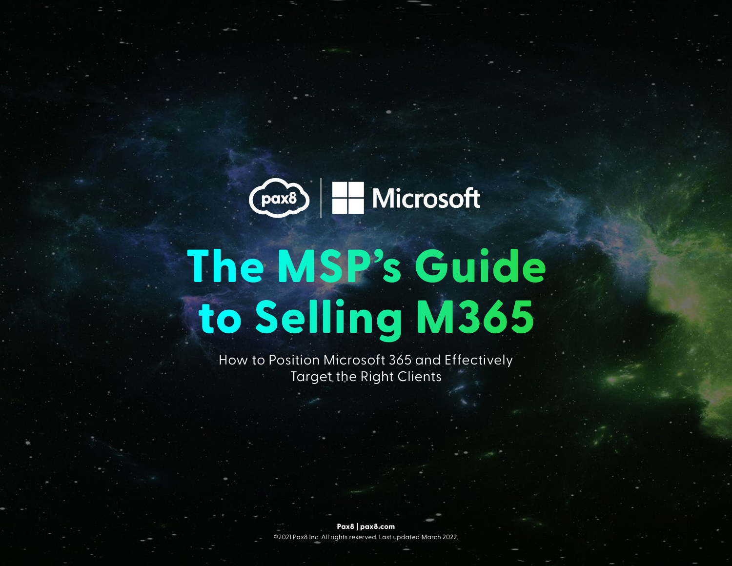pax8 | Microsoft

# The MSP's Guide to Selling M365

How to Position Microsoft 365 and Effectively Target the Right Clients

**Pax8 | pax8.com**

©2021 Pax8 Inc. All rights reserved. Last updated March 2022.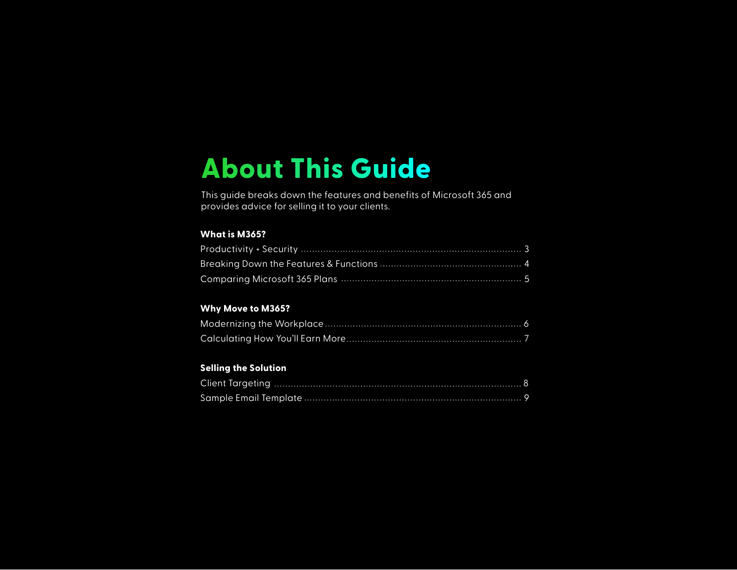# About This Guide

This guide breaks down the features and benefits of Microsoft 365 and provides advice for selling it to your clients.

**What is M365?**

Productivity + Security ........ 3
Breaking Down the Features & Functions ........ 4
Comparing Microsoft 365 Plans ........ 5

**Why Move to M365?**

Modernizing the Workplace ........ 6
Calculating How You'll Earn More ........ 7

**Selling the Solution**

Client Targeting ........ 8
Sample Email Template ........ 9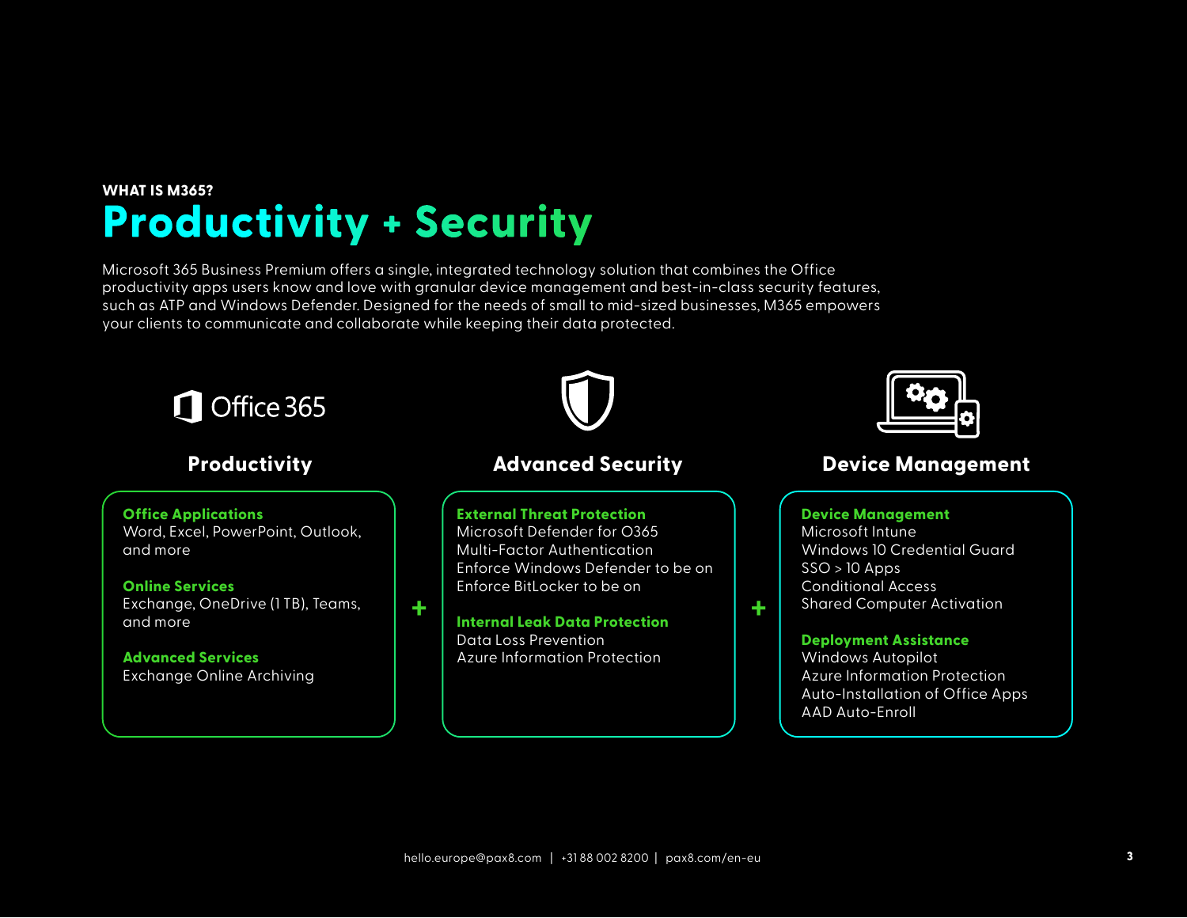**WHAT IS M365?**

# Productivity + Security

Microsoft 365 Business Premium offers a single, integrated technology solution that combines the Office productivity apps users know and love with granular device management and best-in-class security features, such as ATP and Windows Defender. Designed for the needs of small to mid-sized businesses, M365 empowers your clients to communicate and collaborate while keeping their data protected.

Office 365

## Productivity

**Office Applications**
Word, Excel, PowerPoint, Outlook, and more

**Online Services**
Exchange, OneDrive (1 TB), Teams, and more

**Advanced Services**
Exchange Online Archiving

+

## Advanced Security

**External Threat Protection**
Microsoft Defender for O365
Multi-Factor Authentication
Enforce Windows Defender to be on
Enforce BitLocker to be on

**Internal Leak Data Protection**
Data Loss Prevention
Azure Information Protection

+

## Device Management

**Device Management**
Microsoft Intune
Windows 10 Credential Guard
SSO > 10 Apps
Conditional Access
Shared Computer Activation

**Deployment Assistance**
Windows Autopilot
Azure Information Protection
Auto-Installation of Office Apps
AAD Auto-Enroll

hello.europe@pax8.com | +31 88 002 8200 | pax8.com/en-eu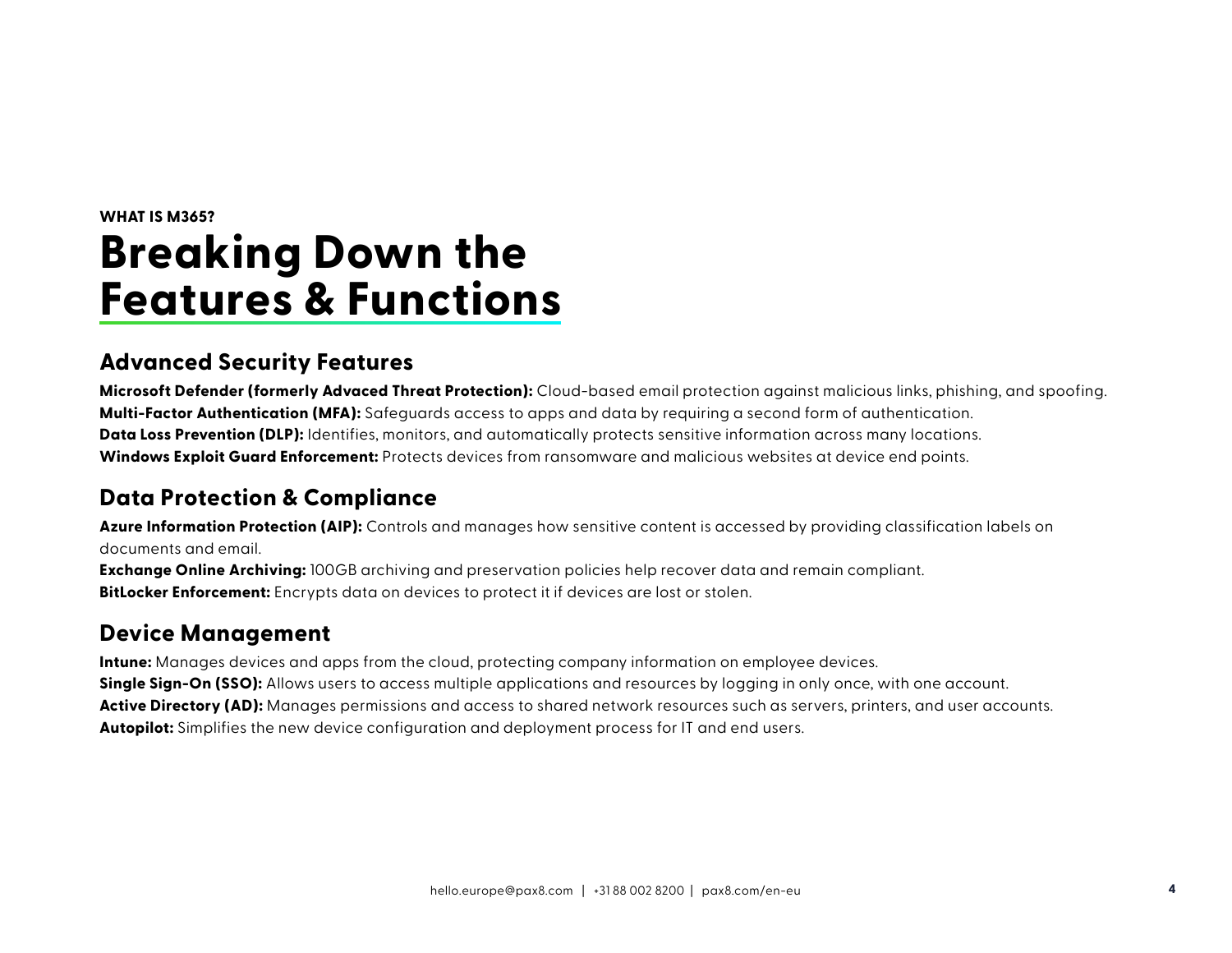WHAT IS M365?

# Breaking Down the Features & Functions

## Advanced Security Features

**Microsoft Defender (formerly Advaced Threat Protection):** Cloud-based email protection against malicious links, phishing, and spoofing.
**Multi-Factor Authentication (MFA):** Safeguards access to apps and data by requiring a second form of authentication.
**Data Loss Prevention (DLP):** Identifies, monitors, and automatically protects sensitive information across many locations.
**Windows Exploit Guard Enforcement:** Protects devices from ransomware and malicious websites at device end points.

## Data Protection & Compliance

**Azure Information Protection (AIP):** Controls and manages how sensitive content is accessed by providing classification labels on documents and email.
**Exchange Online Archiving:** 100GB archiving and preservation policies help recover data and remain compliant.
**BitLocker Enforcement:** Encrypts data on devices to protect it if devices are lost or stolen.

## Device Management

**Intune:** Manages devices and apps from the cloud, protecting company information on employee devices.
**Single Sign-On (SSO):** Allows users to access multiple applications and resources by logging in only once, with one account.
**Active Directory (AD):** Manages permissions and access to shared network resources such as servers, printers, and user accounts.
**Autopilot:** Simplifies the new device configuration and deployment process for IT and end users.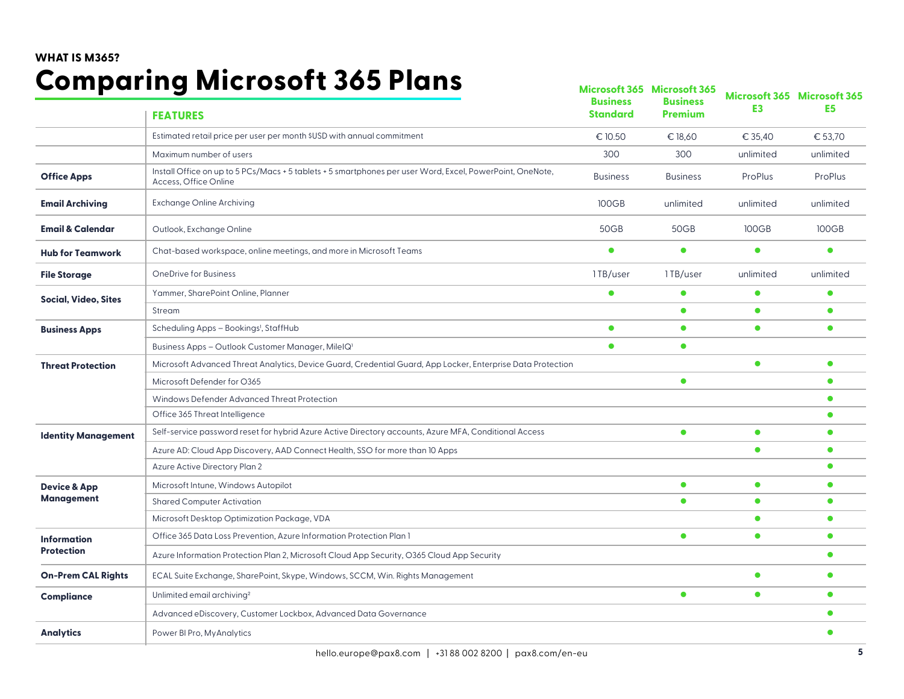WHAT IS M365?

# Comparing Microsoft 365 Plans

| | FEATURES | Microsoft 365 Business Standard | Microsoft 365 Business Premium | Microsoft 365 E3 | Microsoft 365 E5 |
|---|---|---|---|---|---|
| | Estimated retail price per user per month $USD with annual commitment | € 10.50 | € 18,60 | € 35,40 | € 53,70 |
| | Maximum number of users | 300 | 300 | unlimited | unlimited |
| **Office Apps** | Install Office on up to 5 PCs/Macs + 5 tablets + 5 smartphones per user Word, Excel, PowerPoint, OneNote, Access, Office Online | Business | Business | ProPlus | ProPlus |
| **Email Archiving** | Exchange Online Archiving | 100GB | unlimited | unlimited | unlimited |
| **Email & Calendar** | Outlook, Exchange Online | 50GB | 50GB | 100GB | 100GB |
| **Hub for Teamwork** | Chat-based workspace, online meetings, and more in Microsoft Teams | ● | ● | ● | ● |
| **File Storage** | OneDrive for Business | 1 TB/user | 1 TB/user | unlimited | unlimited |
| **Social, Video, Sites** | Yammer, SharePoint Online, Planner | ● | ● | ● | ● |
| | Stream | | ● | ● | ● |
| **Business Apps** | Scheduling Apps – Bookings[1], StaffHub | ● | ● | ● | ● |
| | Business Apps – Outlook Customer Manager, MileIQ[1] | ● | ● | | |
| **Threat Protection** | Microsoft Advanced Threat Analytics, Device Guard, Credential Guard, App Locker, Enterprise Data Protection | | | ● | ● |
| | Microsoft Defender for O365 | | ● | | ● |
| | Windows Defender Advanced Threat Protection | | | | ● |
| | Office 365 Threat Intelligence | | | | ● |
| **Identity Management** | Self-service password reset for hybrid Azure Active Directory accounts, Azure MFA, Conditional Access | | ● | ● | ● |
| | Azure AD: Cloud App Discovery, AAD Connect Health, SSO for more than 10 Apps | | | ● | ● |
| | Azure Active Directory Plan 2 | | | | ● |
| **Device & App Management** | Microsoft Intune, Windows Autopilot | | ● | ● | ● |
| | Shared Computer Activation | | ● | ● | ● |
| | Microsoft Desktop Optimization Package, VDA | | | ● | ● |
| **Information Protection** | Office 365 Data Loss Prevention, Azure Information Protection Plan 1 | | ● | ● | ● |
| | Azure Information Protection Plan 2, Microsoft Cloud App Security, O365 Cloud App Security | | | | ● |
| **On-Prem CAL Rights** | ECAL Suite Exchange, SharePoint, Skype, Windows, SCCM, Win. Rights Management | | | ● | ● |
| **Compliance** | Unlimited email archiving[2] | | ● | ● | ● |
| | Advanced eDiscovery, Customer Lockbox, Advanced Data Governance | | | | ● |
| **Analytics** | Power BI Pro, MyAnalytics | | | | ● |

hello.europe@pax8.com | +31 88 002 8200 | pax8.com/en-eu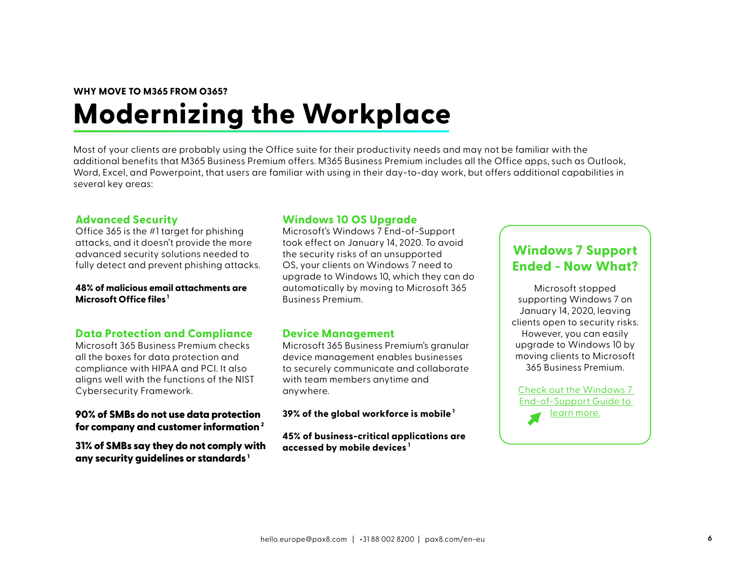WHY MOVE TO M365 FROM O365?

# Modernizing the Workplace

Most of your clients are probably using the Office suite for their productivity needs and may not be familiar with the additional benefits that M365 Business Premium offers. M365 Business Premium includes all the Office apps, such as Outlook, Word, Excel, and Powerpoint, that users are familiar with using in their day-to-day work, but offers additional capabilities in several key areas:

### Advanced Security

Office 365 is the #1 target for phishing attacks, and it doesn't provide the more advanced security solutions needed to fully detect and prevent phishing attacks.

**48% of malicious email attachments are Microsoft Office files** [1]

### Data Protection and Compliance

Microsoft 365 Business Premium checks all the boxes for data protection and compliance with HIPAA and PCI. It also aligns well with the functions of the NIST Cybersecurity Framework.

**90% of SMBs do not use data protection for company and customer information** [2]

**31% of SMBs say they do not comply with any security guidelines or standards** [1]

### Windows 10 OS Upgrade

Microsoft's Windows 7 End-of-Support took effect on January 14, 2020. To avoid the security risks of an unsupported OS, your clients on Windows 7 need to upgrade to Windows 10, which they can do automatically by moving to Microsoft 365 Business Premium.

### Device Management

Microsoft 365 Business Premium's granular device management enables businesses to securely communicate and collaborate with team members anytime and anywhere.

**39% of the global workforce is mobile** [1]

**45% of business-critical applications are accessed by mobile devices** [1]

### Windows 7 Support Ended - Now What?

Microsoft stopped supporting Windows 7 on January 14, 2020, leaving clients open to security risks. However, you can easily upgrade to Windows 10 by moving clients to Microsoft 365 Business Premium.

Check out the Windows 7 End-of-Support Guide to learn more.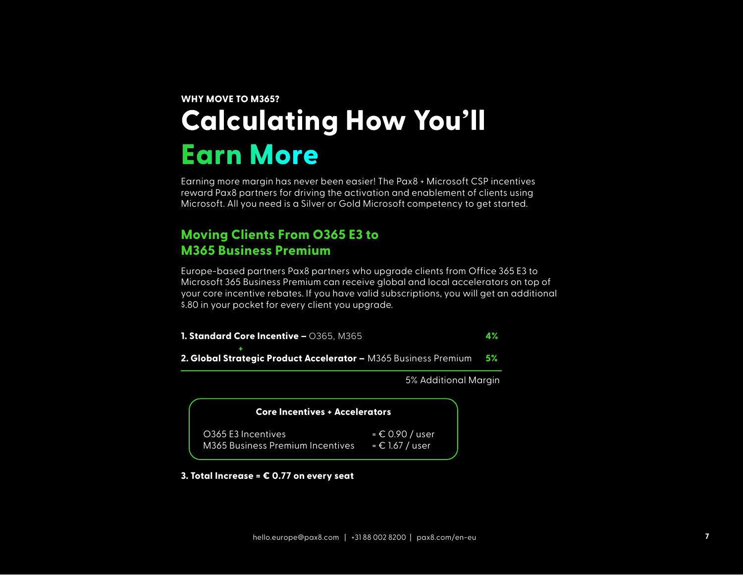**WHY MOVE TO M365?**

# Calculating How You'll Earn More

Earning more margin has never been easier! The Pax8 + Microsoft CSP incentives reward Pax8 partners for driving the activation and enablement of clients using Microsoft. All you need is a Silver or Gold Microsoft competency to get started.

## Moving Clients From O365 E3 to M365 Business Premium

Europe-based partners Pax8 partners who upgrade clients from Office 365 E3 to Microsoft 365 Business Premium can receive global and local accelerators on top of your core incentive rebates. If you have valid subscriptions, you will get an additional $.80 in your pocket for every client you upgrade.

**1. Standard Core Incentive –** O365, M365 **4%**

+

**2. Global Strategic Product Accelerator –** M365 Business Premium **5%**

5% Additional Margin

**Core Incentives + Accelerators**

| | |
|---|---|
| O365 E3 Incentives | = € 0.90 / user |
| M365 Business Premium Incentives | = € 1.67 / user |

**3. Total Increase = € 0.77 on every seat**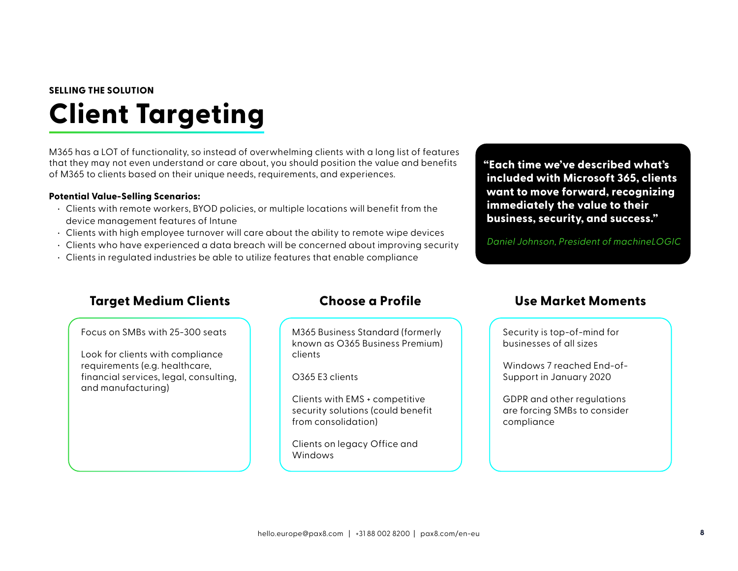**SELLING THE SOLUTION**

# Client Targeting

M365 has a LOT of functionality, so instead of overwhelming clients with a long list of features that they may not even understand or care about, you should position the value and benefits of M365 to clients based on their unique needs, requirements, and experiences.

**Potential Value-Selling Scenarios:**

- Clients with remote workers, BYOD policies, or multiple locations will benefit from the device management features of Intune
- Clients with high employee turnover will care about the ability to remote wipe devices
- Clients who have experienced a data breach will be concerned about improving security
- Clients in regulated industries be able to utilize features that enable compliance

> **"Each time we've described what's included with Microsoft 365, clients want to move forward, recognizing immediately the value to their business, security, and success."**
>
> *Daniel Johnson, President of machineLOGIC*

## Target Medium Clients

Focus on SMBs with 25-300 seats

Look for clients with compliance requirements (e.g. healthcare, financial services, legal, consulting, and manufacturing)

## Choose a Profile

M365 Business Standard (formerly known as O365 Business Premium) clients

O365 E3 clients

Clients with EMS + competitive security solutions (could benefit from consolidation)

Clients on legacy Office and Windows

## Use Market Moments

Security is top-of-mind for businesses of all sizes

Windows 7 reached End-of-Support in January 2020

GDPR and other regulations are forcing SMBs to consider compliance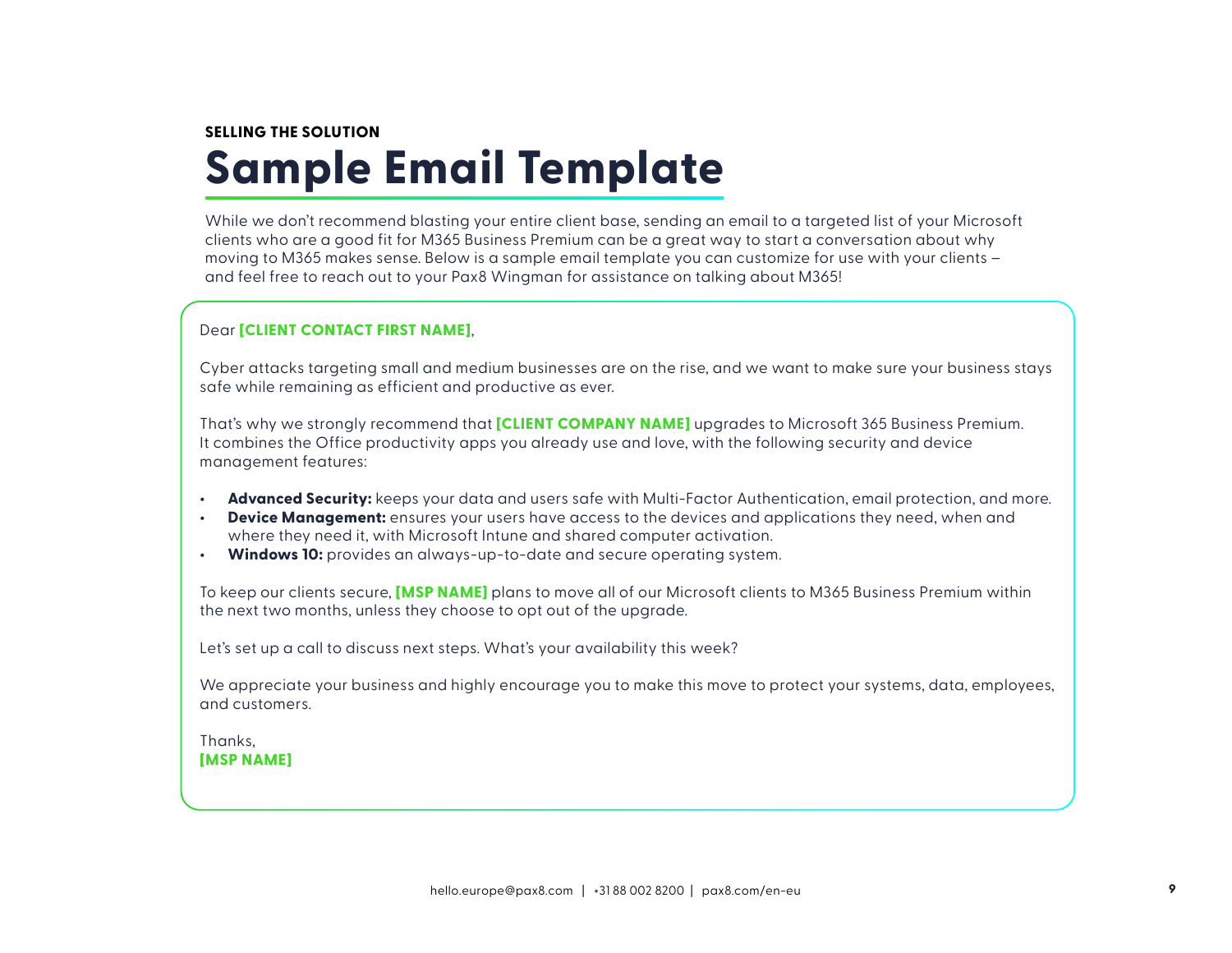**SELLING THE SOLUTION**

# Sample Email Template

While we don't recommend blasting your entire client base, sending an email to a targeted list of your Microsoft clients who are a good fit for M365 Business Premium can be a great way to start a conversation about why moving to M365 makes sense. Below is a sample email template you can customize for use with your clients – and feel free to reach out to your Pax8 Wingman for assistance on talking about M365!

Dear **[CLIENT CONTACT FIRST NAME]**,

Cyber attacks targeting small and medium businesses are on the rise, and we want to make sure your business stays safe while remaining as efficient and productive as ever.

That's why we strongly recommend that **[CLIENT COMPANY NAME]** upgrades to Microsoft 365 Business Premium. It combines the Office productivity apps you already use and love, with the following security and device management features:

- **Advanced Security:** keeps your data and users safe with Multi-Factor Authentication, email protection, and more.
- **Device Management:** ensures your users have access to the devices and applications they need, when and where they need it, with Microsoft Intune and shared computer activation.
- **Windows 10:** provides an always-up-to-date and secure operating system.

To keep our clients secure, **[MSP NAME]** plans to move all of our Microsoft clients to M365 Business Premium within the next two months, unless they choose to opt out of the upgrade.

Let's set up a call to discuss next steps. What's your availability this week?

We appreciate your business and highly encourage you to make this move to protect your systems, data, employees, and customers.

Thanks,
**[MSP NAME]**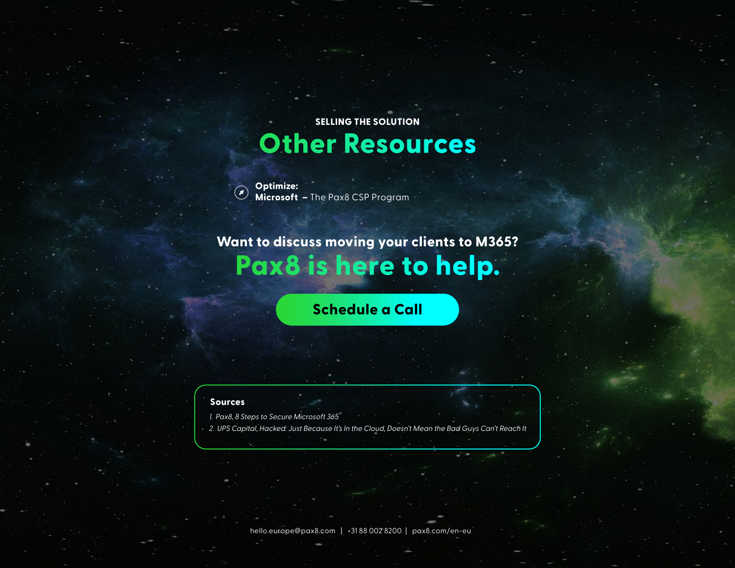SELLING THE SOLUTION

# Other Resources

**Optimize:**
**Microsoft** – The Pax8 CSP Program

## Want to discuss moving your clients to M365?

## Pax8 is here to help.

**Schedule a Call**

**Sources**

1. *Pax8, 8 Steps to Secure Microsoft 365*
2. *UPS Capital, Hacked: Just Because It's In the Cloud, Doesn't Mean the Bad Guys Can't Reach It*

hello.europe@pax8.com | +31 88 002 8200 | pax8.com/en-eu